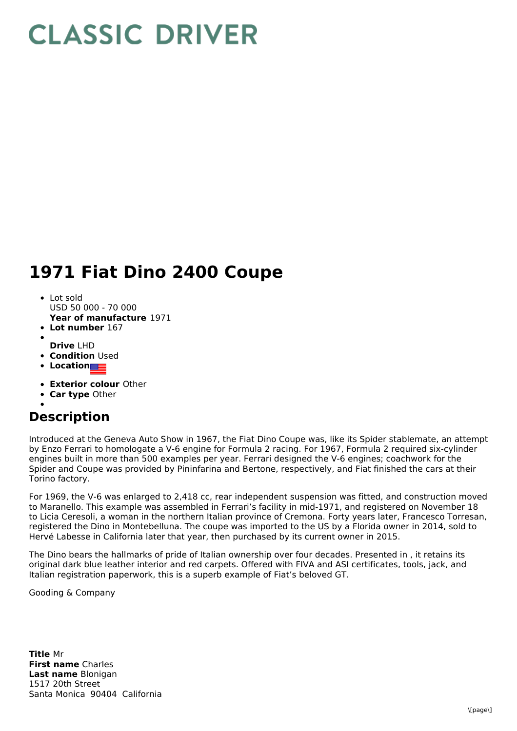# CLASSIC DRIVER

# 1971 Fiat Dino 2400 Coupe

- Lot sold
  USD 50 000 - 70 000
  **Year of manufacture** 1971
- **Lot number** 167
- 
  **Drive** LHD
- **Condition** Used
- **Location**
- **Exterior colour** Other
- **Car type** Other
- 

## Description

Introduced at the Geneva Auto Show in 1967, the Fiat Dino Coupe was, like its Spider stablemate, an attempt by Enzo Ferrari to homologate a V-6 engine for Formula 2 racing. For 1967, Formula 2 required six-cylinder engines built in more than 500 examples per year. Ferrari designed the V-6 engines; coachwork for the Spider and Coupe was provided by Pininfarina and Bertone, respectively, and Fiat finished the cars at their Torino factory.

For 1969, the V-6 was enlarged to 2,418 cc, rear independent suspension was fitted, and construction moved to Maranello. This example was assembled in Ferrari's facility in mid-1971, and registered on November 18 to Licia Ceresoli, a woman in the northern Italian province of Cremona. Forty years later, Francesco Torresan, registered the Dino in Montebelluna. The coupe was imported to the US by a Florida owner in 2014, sold to Hervé Labesse in California later that year, then purchased by its current owner in 2015.

The Dino bears the hallmarks of pride of Italian ownership over four decades. Presented in , it retains its original dark blue leather interior and red carpets. Offered with FIVA and ASI certificates, tools, jack, and Italian registration paperwork, this is a superb example of Fiat's beloved GT.

Gooding & Company

**Title** Mr
**First name** Charles
**Last name** Blonigan
1517 20th Street
Santa Monica 90404 California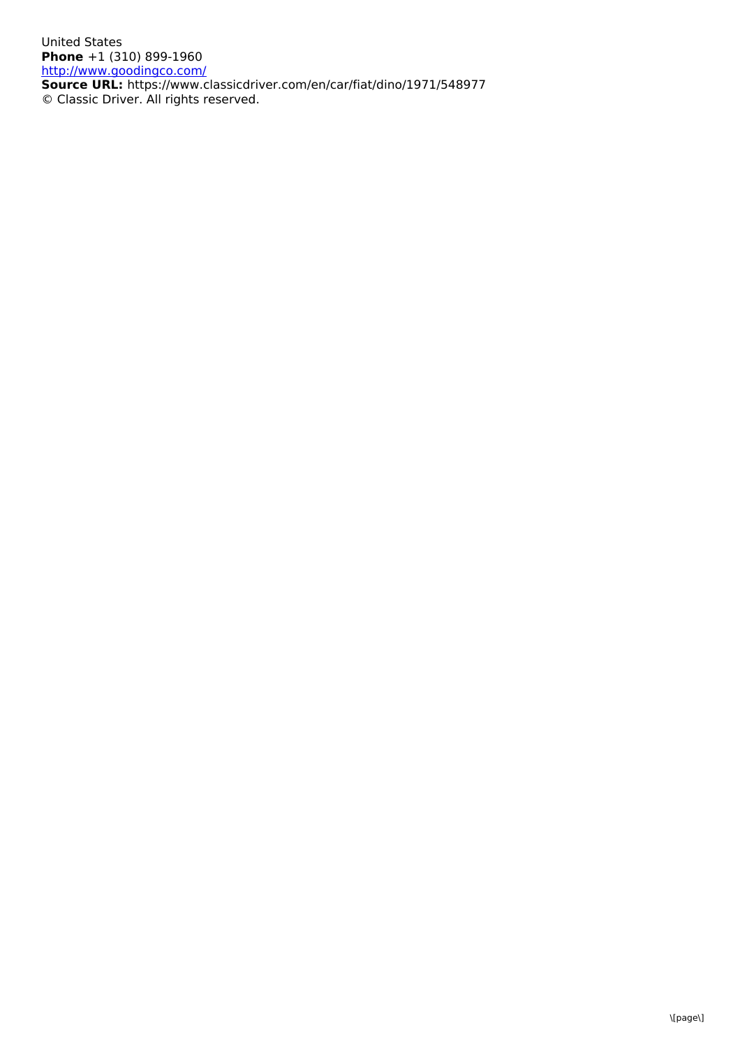United States
**Phone** +1 (310) 899-1960
[http://www.goodingco.com/](http://www.goodingco.com/)
**Source URL:** https://www.classicdriver.com/en/car/fiat/dino/1971/548977
© Classic Driver. All rights reserved.